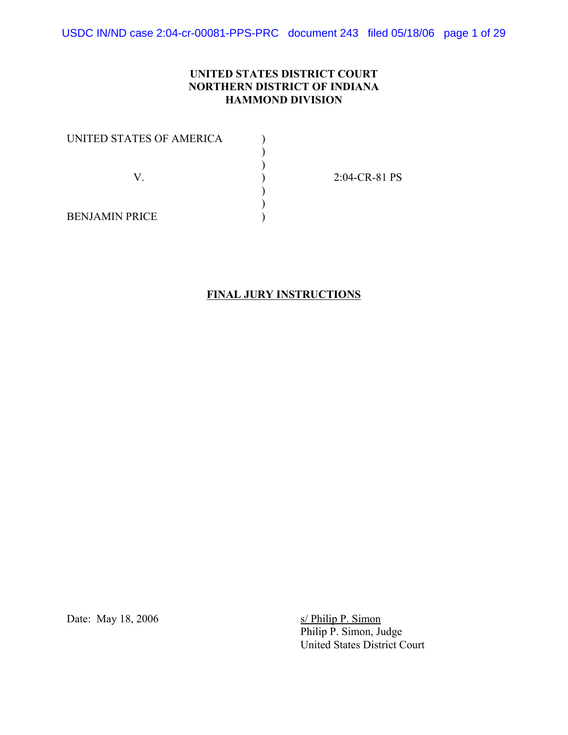**UNITED STATES DISTRICT COURT**
**NORTHERN DISTRICT OF INDIANA**
**HAMMOND DIVISION**

| | | |
|---|---|---|
| UNITED STATES OF AMERICA | ) | |
| | ) | |
| | ) | |
| V. | ) | 2:04-CR-81 PS |
| | ) | |
| | ) | |
| BENJAMIN PRICE | ) | |

**FINAL JURY INSTRUCTIONS**

Date: May 18, 2006

s/ Philip P. Simon
Philip P. Simon, Judge
United States District Court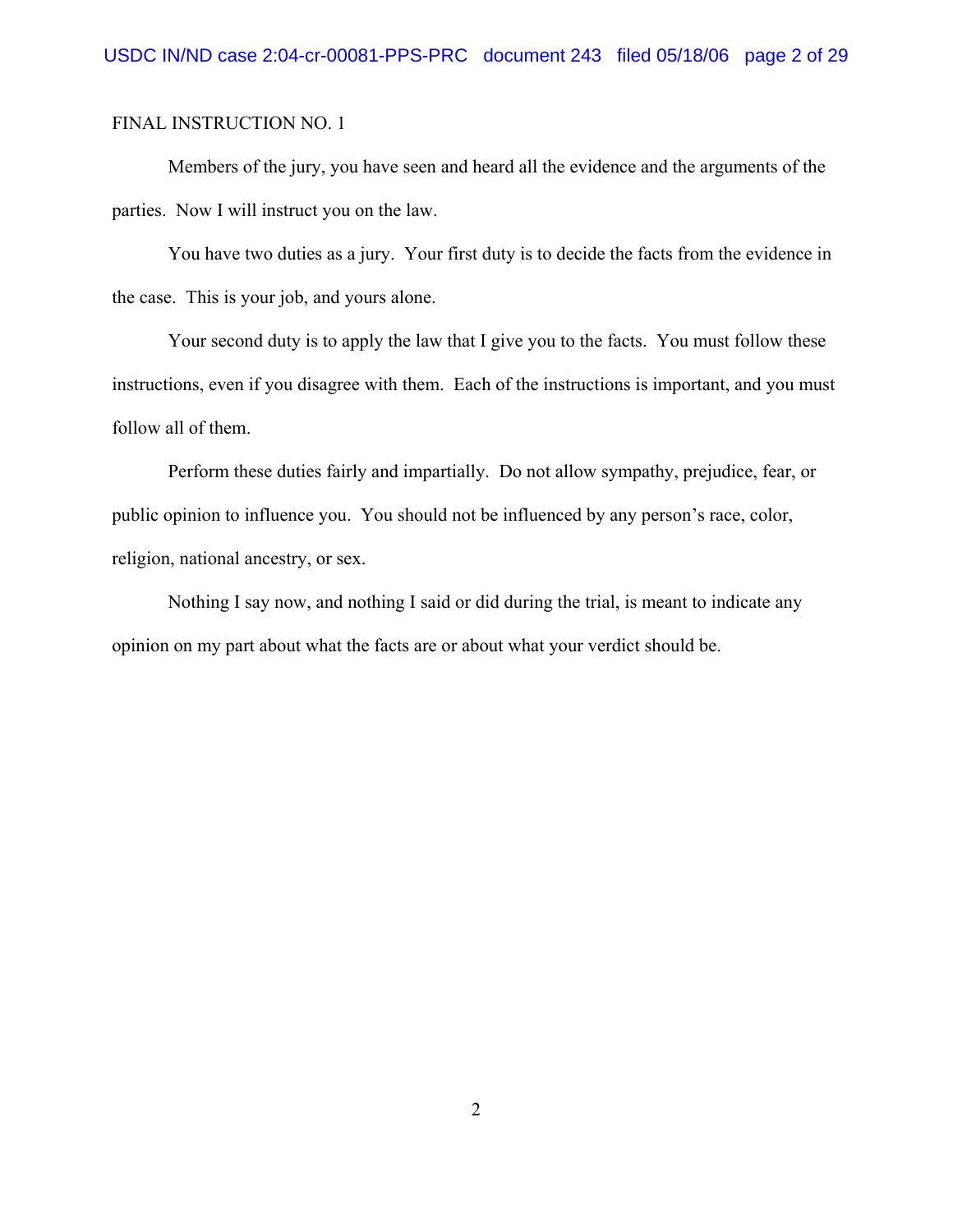FINAL INSTRUCTION NO. 1

Members of the jury, you have seen and heard all the evidence and the arguments of the parties. Now I will instruct you on the law.

You have two duties as a jury. Your first duty is to decide the facts from the evidence in the case. This is your job, and yours alone.

Your second duty is to apply the law that I give you to the facts. You must follow these instructions, even if you disagree with them. Each of the instructions is important, and you must follow all of them.

Perform these duties fairly and impartially. Do not allow sympathy, prejudice, fear, or public opinion to influence you. You should not be influenced by any person's race, color, religion, national ancestry, or sex.

Nothing I say now, and nothing I said or did during the trial, is meant to indicate any opinion on my part about what the facts are or about what your verdict should be.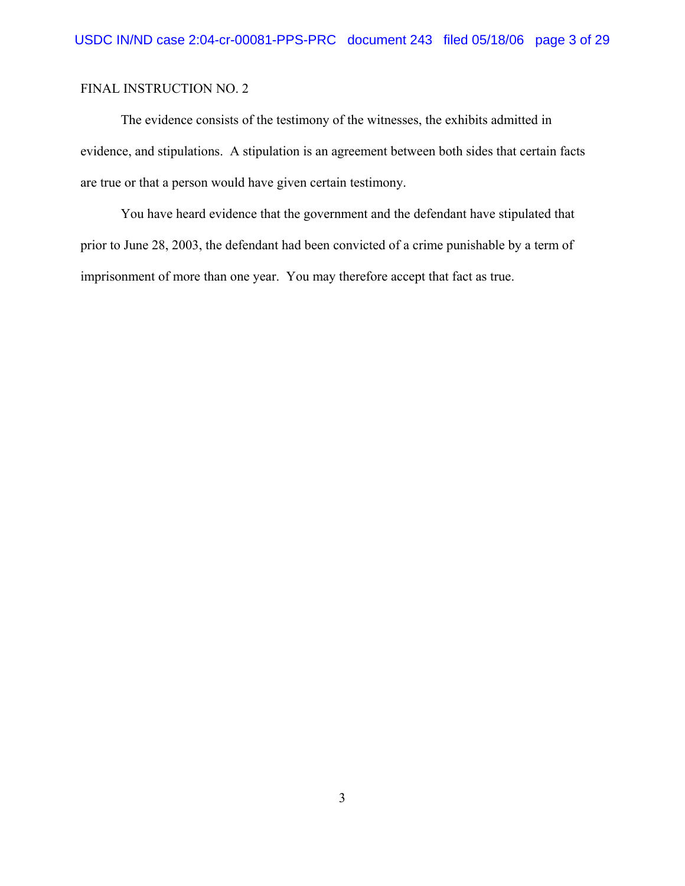FINAL INSTRUCTION NO. 2

The evidence consists of the testimony of the witnesses, the exhibits admitted in evidence, and stipulations. A stipulation is an agreement between both sides that certain facts are true or that a person would have given certain testimony.

You have heard evidence that the government and the defendant have stipulated that prior to June 28, 2003, the defendant had been convicted of a crime punishable by a term of imprisonment of more than one year. You may therefore accept that fact as true.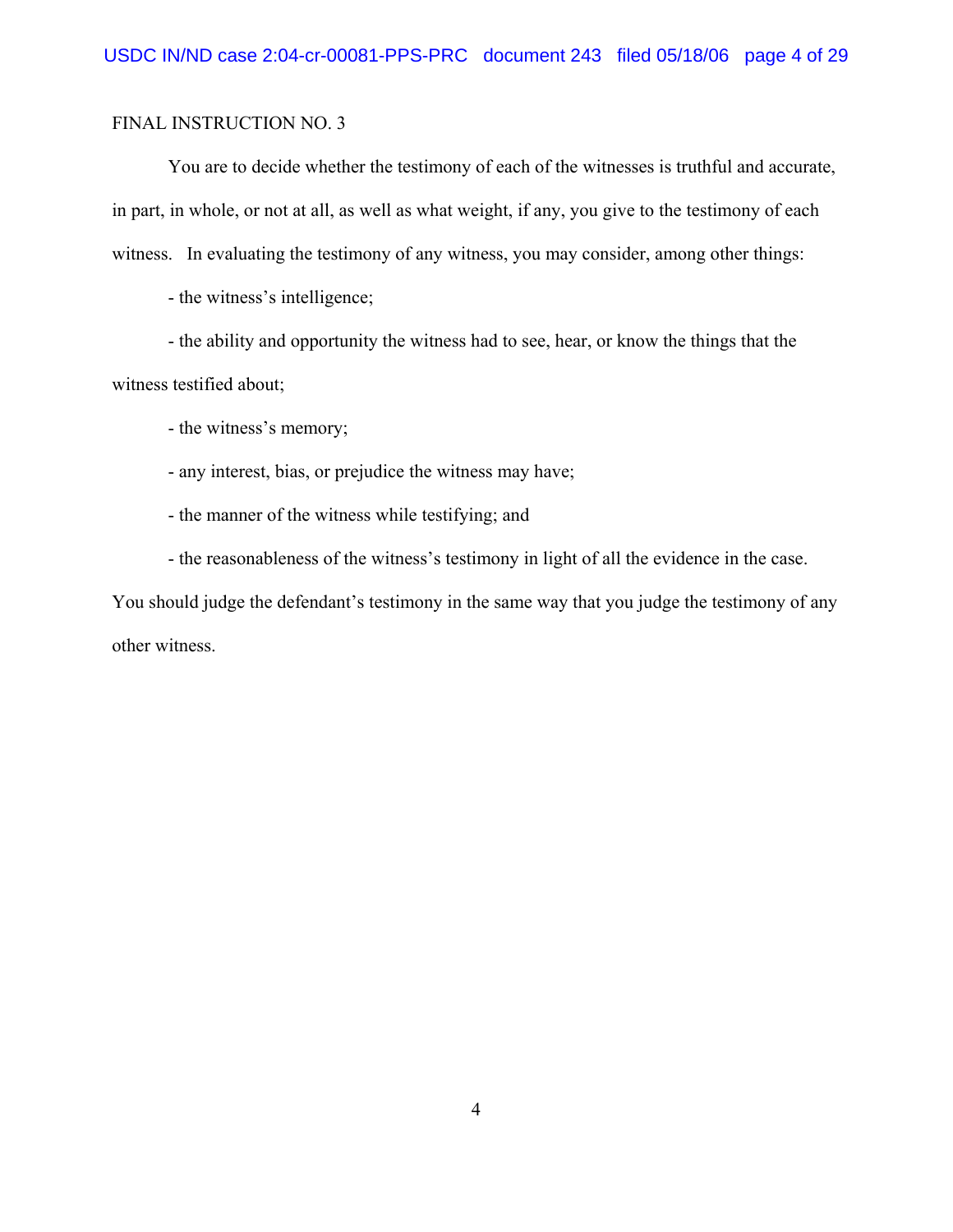FINAL INSTRUCTION NO. 3

You are to decide whether the testimony of each of the witnesses is truthful and accurate, in part, in whole, or not at all, as well as what weight, if any, you give to the testimony of each witness. In evaluating the testimony of any witness, you may consider, among other things:

- the witness's intelligence;
- the ability and opportunity the witness had to see, hear, or know the things that the witness testified about;
- the witness's memory;
- any interest, bias, or prejudice the witness may have;
- the manner of the witness while testifying; and
- the reasonableness of the witness's testimony in light of all the evidence in the case.

You should judge the defendant's testimony in the same way that you judge the testimony of any other witness.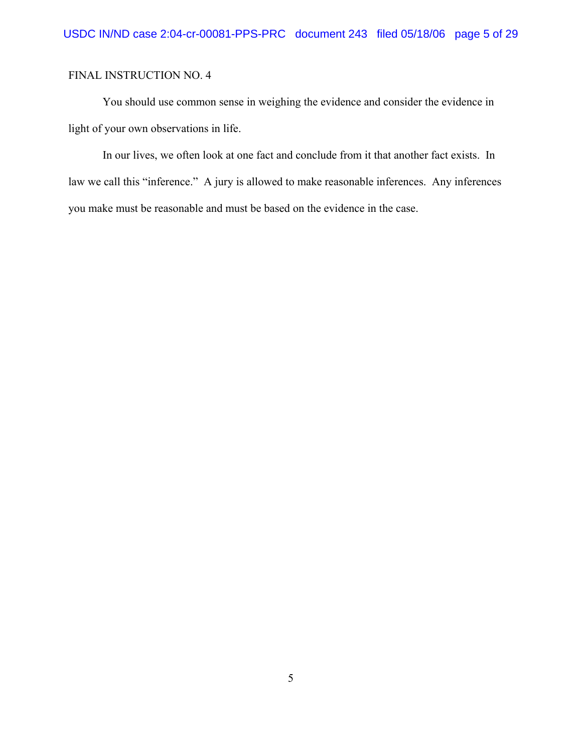FINAL INSTRUCTION NO. 4

You should use common sense in weighing the evidence and consider the evidence in light of your own observations in life.

In our lives, we often look at one fact and conclude from it that another fact exists. In law we call this "inference." A jury is allowed to make reasonable inferences. Any inferences you make must be reasonable and must be based on the evidence in the case.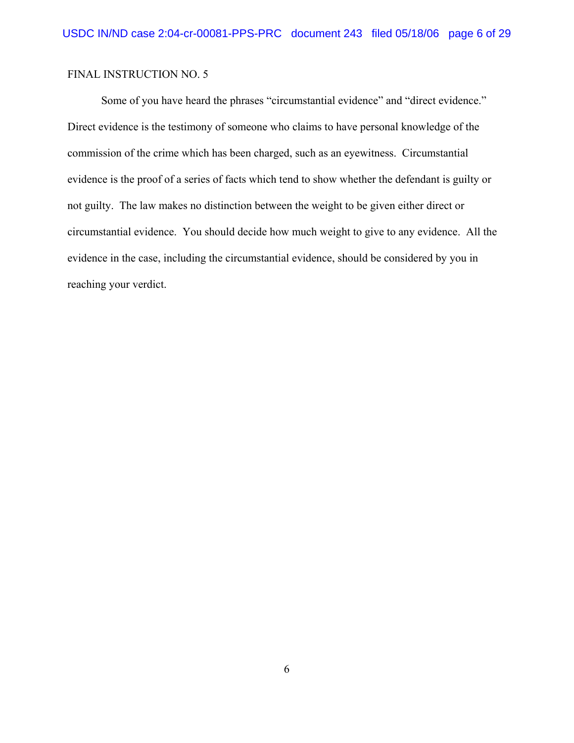FINAL INSTRUCTION NO. 5

Some of you have heard the phrases "circumstantial evidence" and "direct evidence." Direct evidence is the testimony of someone who claims to have personal knowledge of the commission of the crime which has been charged, such as an eyewitness. Circumstantial evidence is the proof of a series of facts which tend to show whether the defendant is guilty or not guilty. The law makes no distinction between the weight to be given either direct or circumstantial evidence. You should decide how much weight to give to any evidence. All the evidence in the case, including the circumstantial evidence, should be considered by you in reaching your verdict.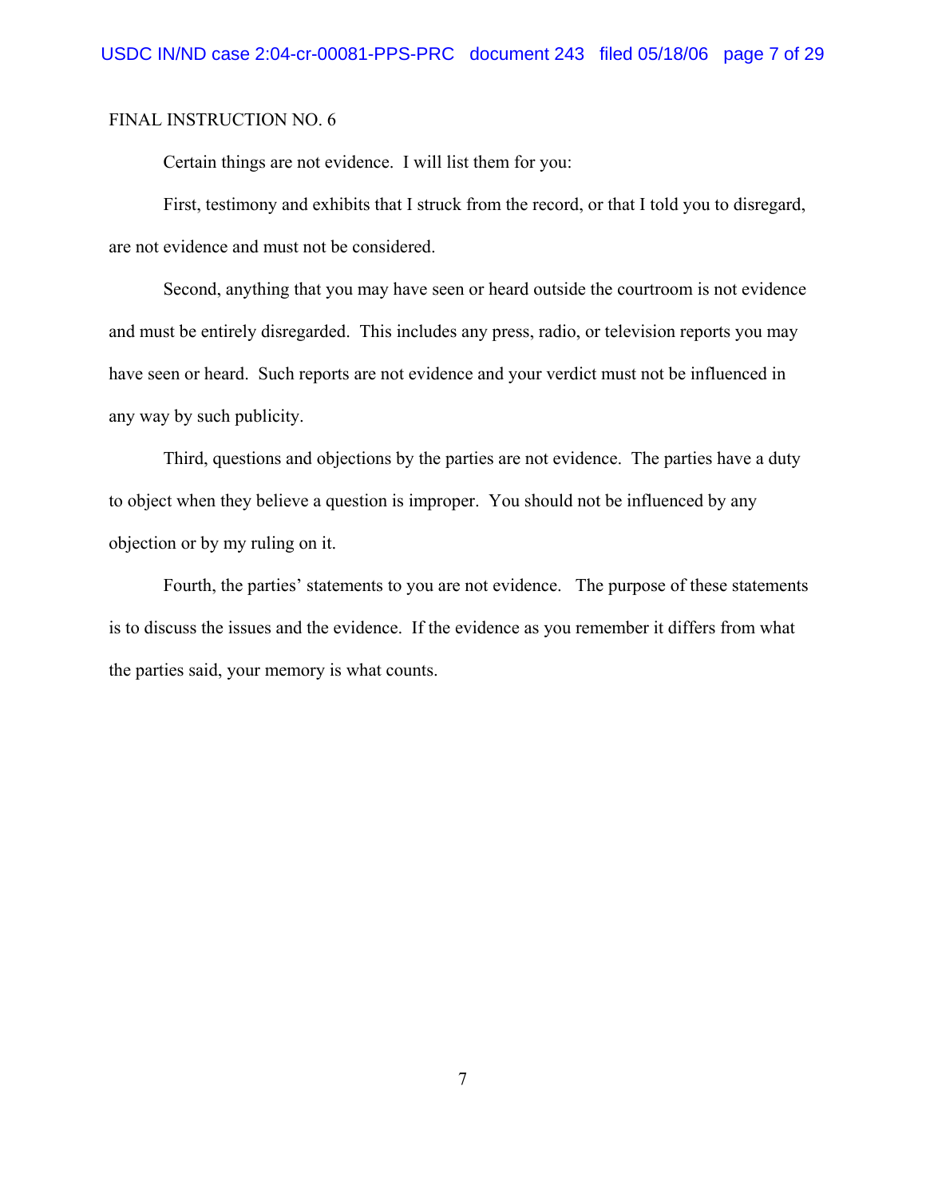FINAL INSTRUCTION NO. 6

Certain things are not evidence. I will list them for you:

First, testimony and exhibits that I struck from the record, or that I told you to disregard, are not evidence and must not be considered.

Second, anything that you may have seen or heard outside the courtroom is not evidence and must be entirely disregarded. This includes any press, radio, or television reports you may have seen or heard. Such reports are not evidence and your verdict must not be influenced in any way by such publicity.

Third, questions and objections by the parties are not evidence. The parties have a duty to object when they believe a question is improper. You should not be influenced by any objection or by my ruling on it.

Fourth, the parties' statements to you are not evidence. The purpose of these statements is to discuss the issues and the evidence. If the evidence as you remember it differs from what the parties said, your memory is what counts.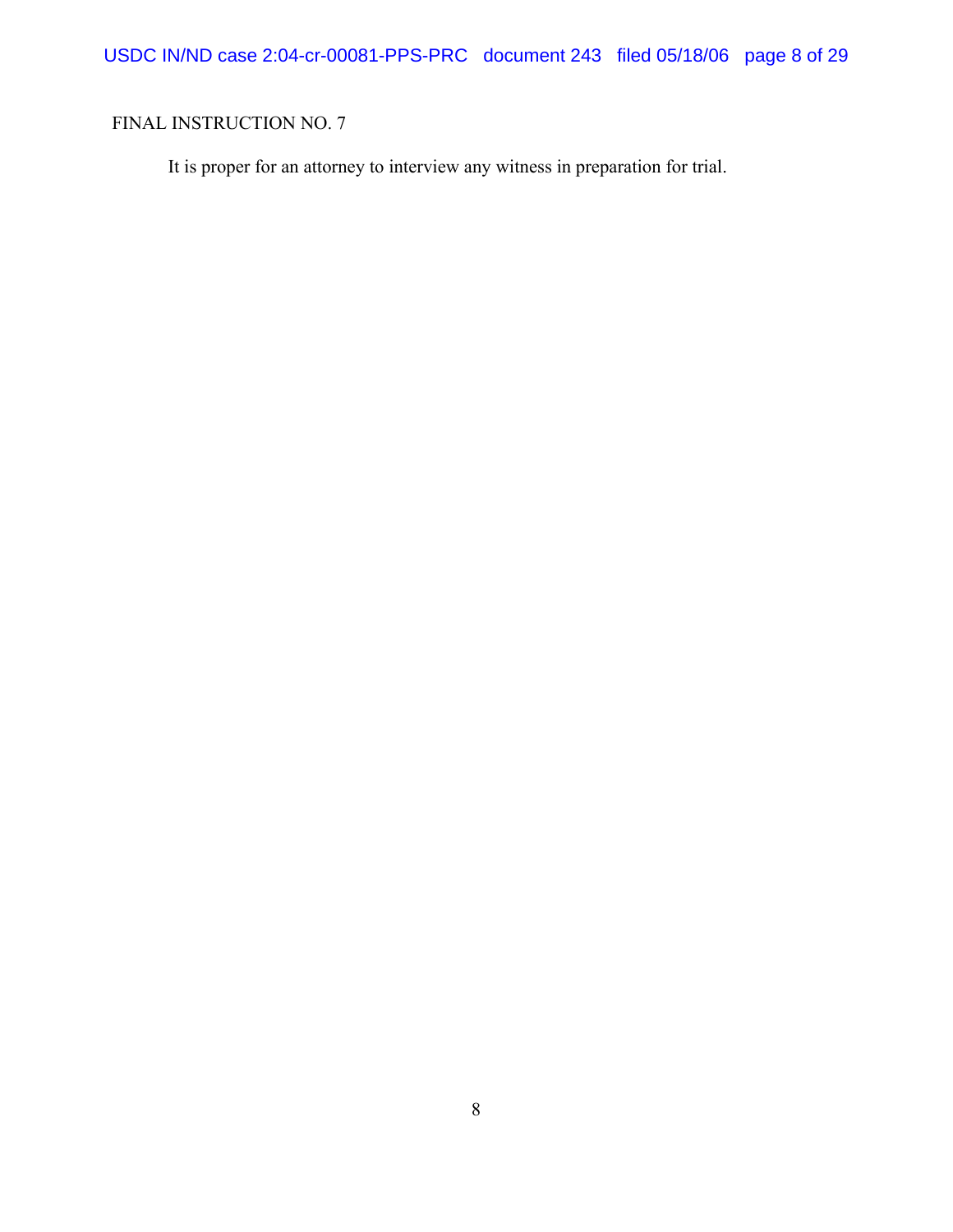FINAL INSTRUCTION NO. 7

It is proper for an attorney to interview any witness in preparation for trial.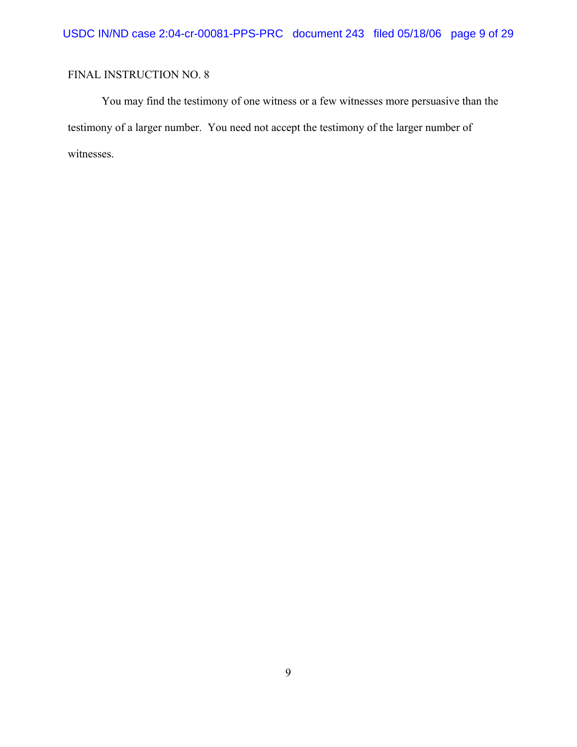FINAL INSTRUCTION NO. 8

You may find the testimony of one witness or a few witnesses more persuasive than the testimony of a larger number. You need not accept the testimony of the larger number of witnesses.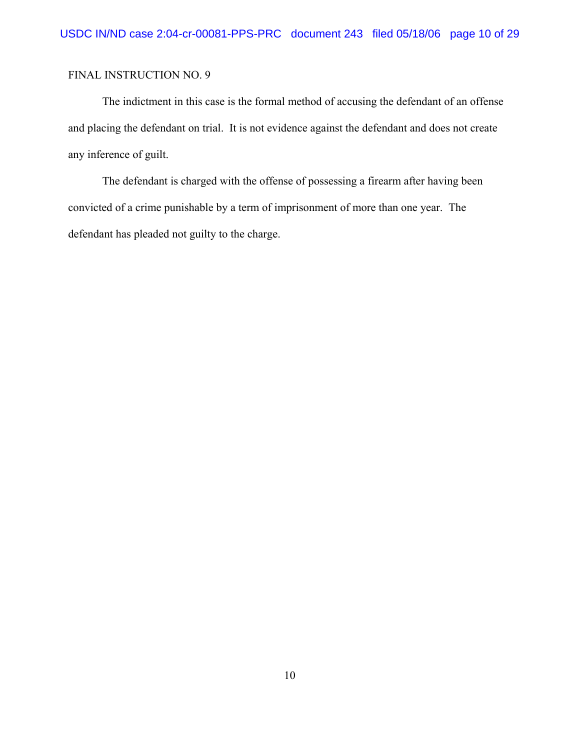FINAL INSTRUCTION NO. 9

The indictment in this case is the formal method of accusing the defendant of an offense and placing the defendant on trial. It is not evidence against the defendant and does not create any inference of guilt.

The defendant is charged with the offense of possessing a firearm after having been convicted of a crime punishable by a term of imprisonment of more than one year. The defendant has pleaded not guilty to the charge.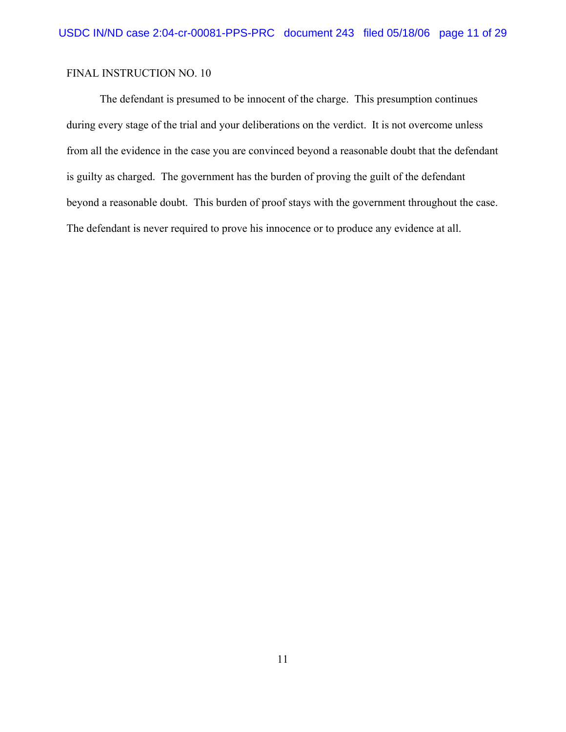FINAL INSTRUCTION NO. 10

The defendant is presumed to be innocent of the charge. This presumption continues during every stage of the trial and your deliberations on the verdict. It is not overcome unless from all the evidence in the case you are convinced beyond a reasonable doubt that the defendant is guilty as charged. The government has the burden of proving the guilt of the defendant beyond a reasonable doubt. This burden of proof stays with the government throughout the case. The defendant is never required to prove his innocence or to produce any evidence at all.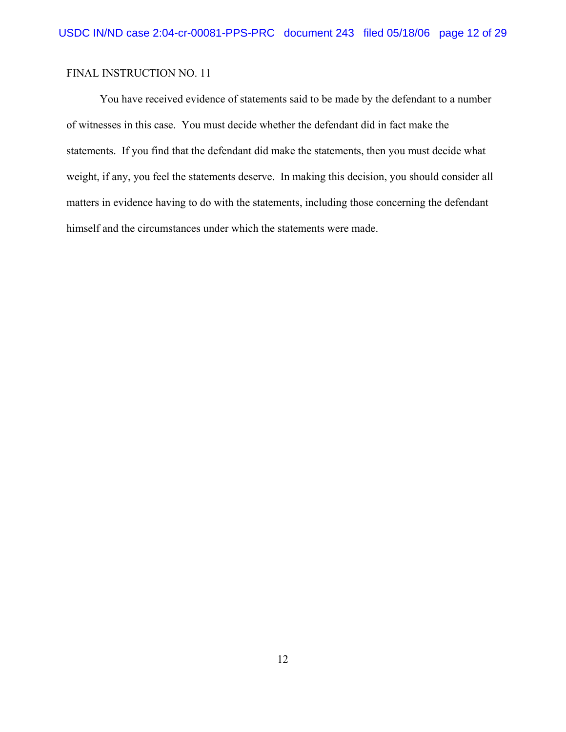FINAL INSTRUCTION NO. 11

You have received evidence of statements said to be made by the defendant to a number of witnesses in this case. You must decide whether the defendant did in fact make the statements. If you find that the defendant did make the statements, then you must decide what weight, if any, you feel the statements deserve. In making this decision, you should consider all matters in evidence having to do with the statements, including those concerning the defendant himself and the circumstances under which the statements were made.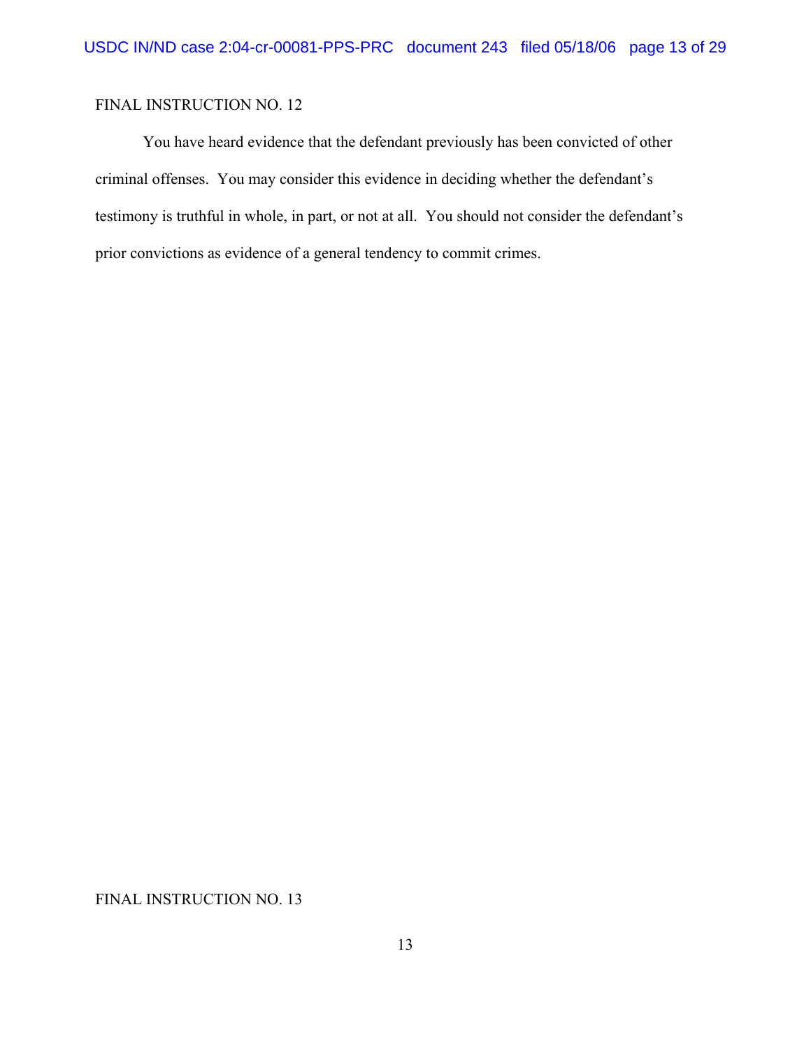FINAL INSTRUCTION NO. 12

You have heard evidence that the defendant previously has been convicted of other criminal offenses. You may consider this evidence in deciding whether the defendant's testimony is truthful in whole, in part, or not at all. You should not consider the defendant's prior convictions as evidence of a general tendency to commit crimes.

FINAL INSTRUCTION NO. 13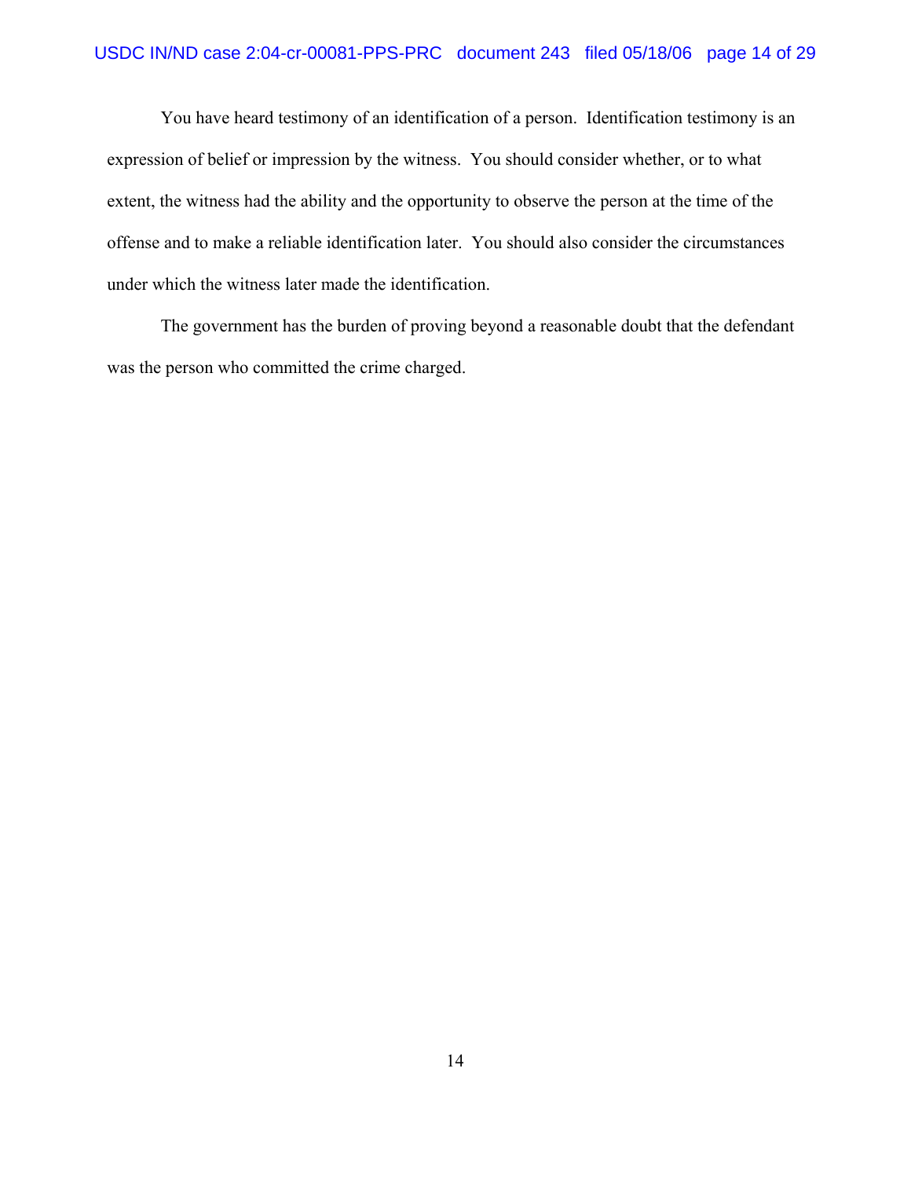You have heard testimony of an identification of a person. Identification testimony is an expression of belief or impression by the witness. You should consider whether, or to what extent, the witness had the ability and the opportunity to observe the person at the time of the offense and to make a reliable identification later. You should also consider the circumstances under which the witness later made the identification.

The government has the burden of proving beyond a reasonable doubt that the defendant was the person who committed the crime charged.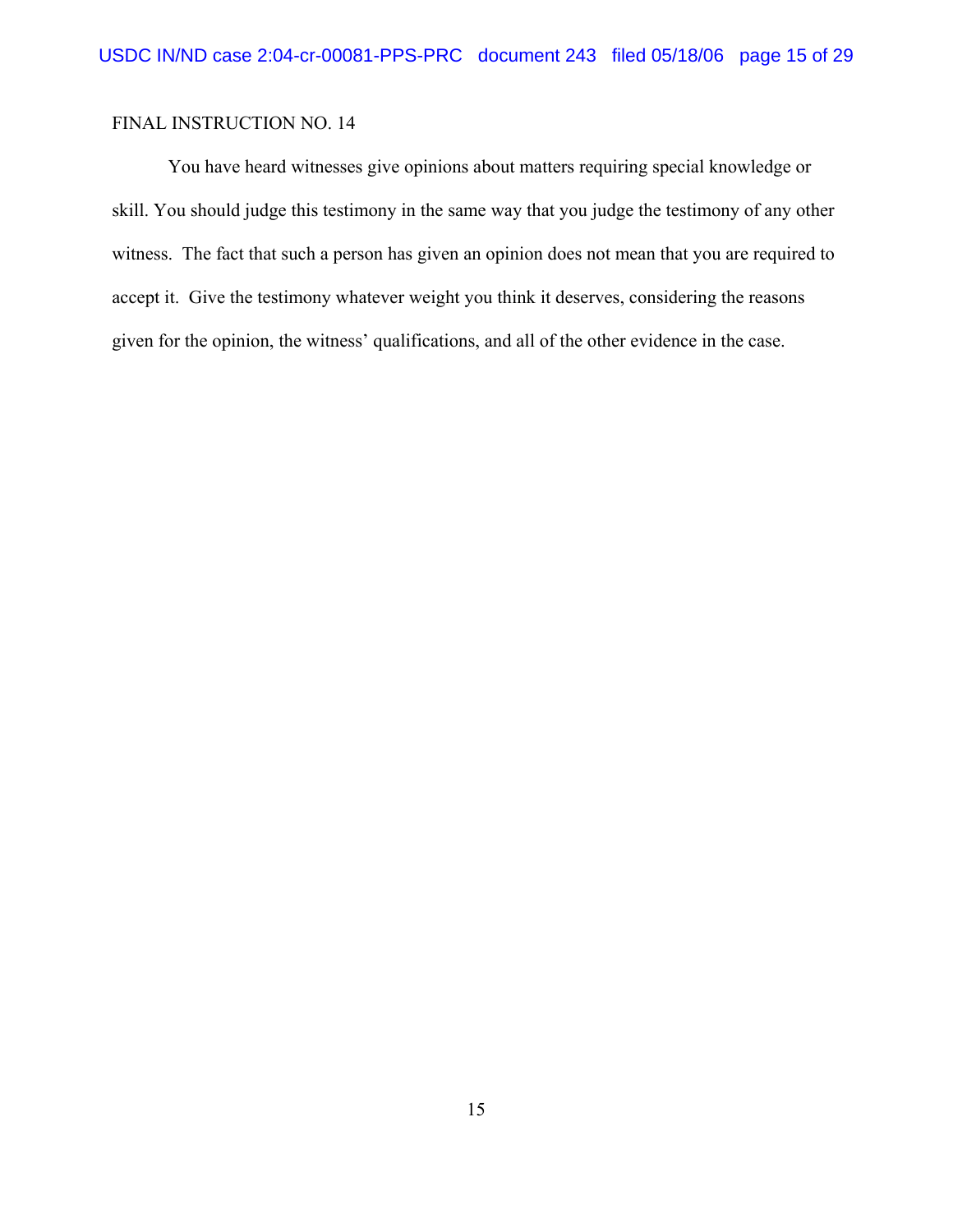FINAL INSTRUCTION NO. 14

You have heard witnesses give opinions about matters requiring special knowledge or skill. You should judge this testimony in the same way that you judge the testimony of any other witness. The fact that such a person has given an opinion does not mean that you are required to accept it. Give the testimony whatever weight you think it deserves, considering the reasons given for the opinion, the witness' qualifications, and all of the other evidence in the case.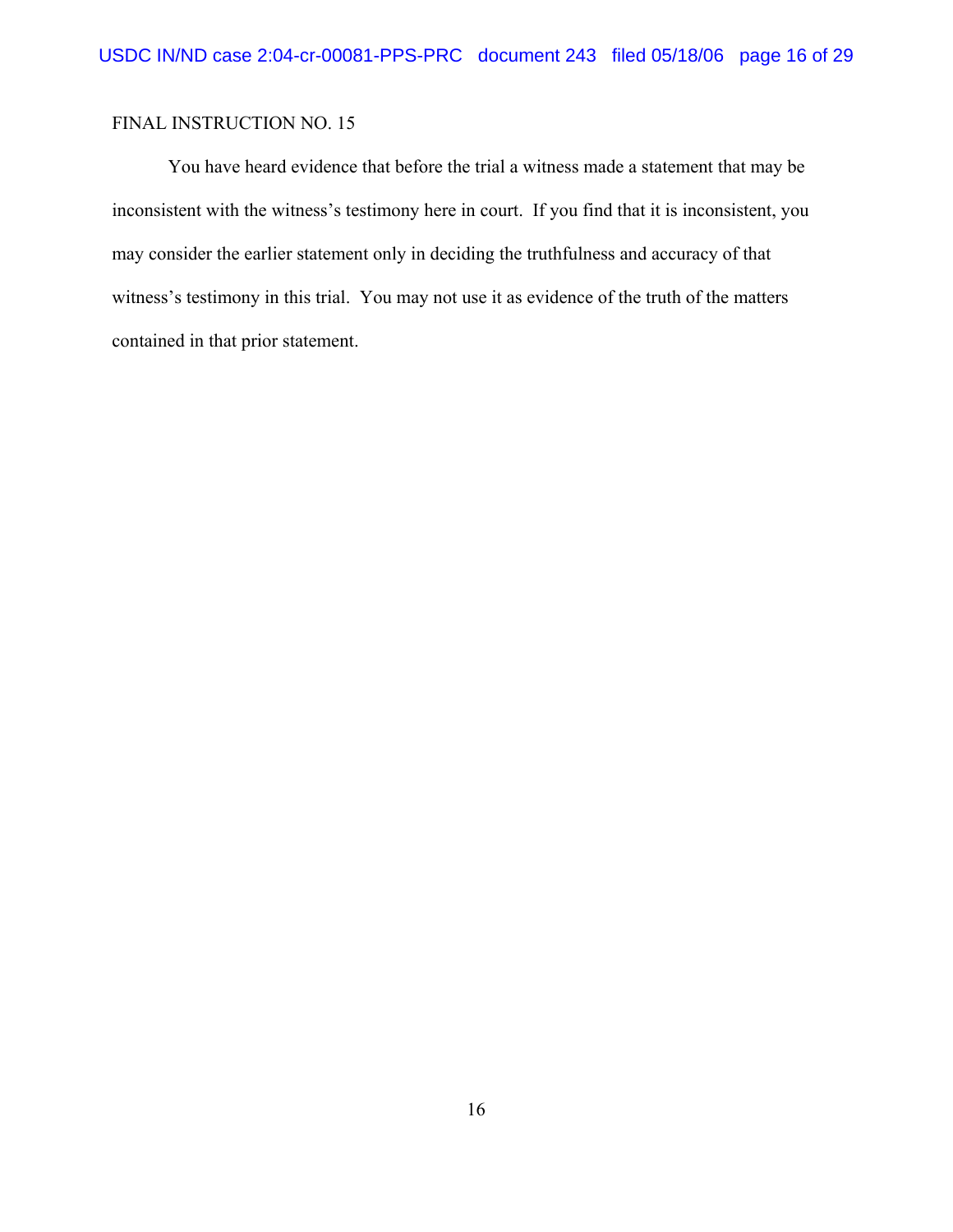FINAL INSTRUCTION NO. 15

You have heard evidence that before the trial a witness made a statement that may be inconsistent with the witness's testimony here in court. If you find that it is inconsistent, you may consider the earlier statement only in deciding the truthfulness and accuracy of that witness's testimony in this trial. You may not use it as evidence of the truth of the matters contained in that prior statement.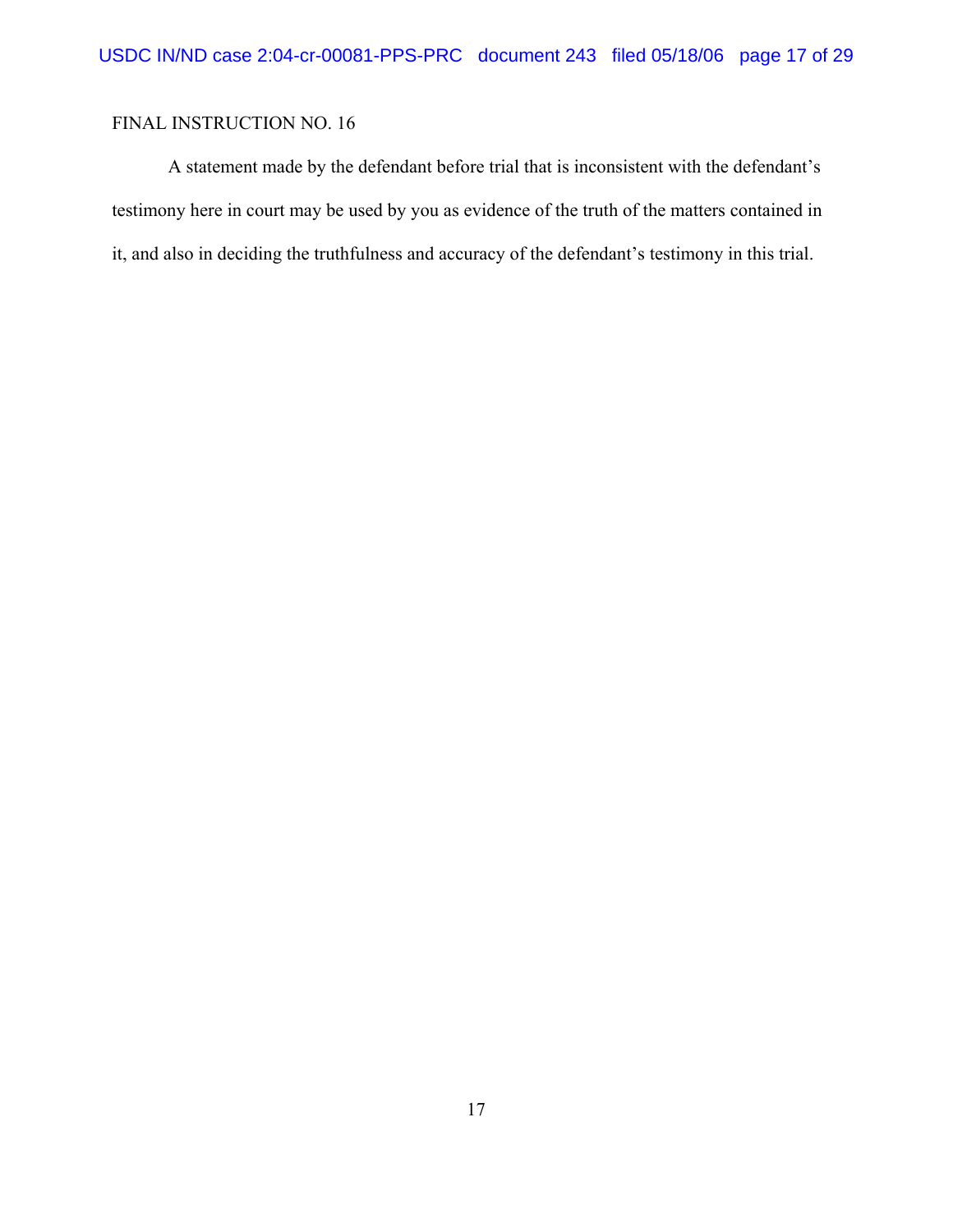FINAL INSTRUCTION NO. 16

A statement made by the defendant before trial that is inconsistent with the defendant's testimony here in court may be used by you as evidence of the truth of the matters contained in it, and also in deciding the truthfulness and accuracy of the defendant's testimony in this trial.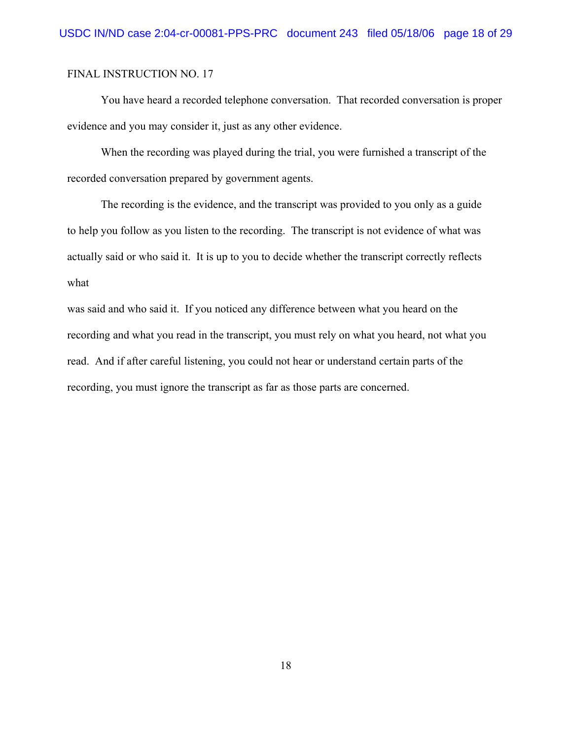FINAL INSTRUCTION NO. 17

You have heard a recorded telephone conversation. That recorded conversation is proper evidence and you may consider it, just as any other evidence.

When the recording was played during the trial, you were furnished a transcript of the recorded conversation prepared by government agents.

The recording is the evidence, and the transcript was provided to you only as a guide to help you follow as you listen to the recording. The transcript is not evidence of what was actually said or who said it. It is up to you to decide whether the transcript correctly reflects what was said and who said it. If you noticed any difference between what you heard on the recording and what you read in the transcript, you must rely on what you heard, not what you read. And if after careful listening, you could not hear or understand certain parts of the recording, you must ignore the transcript as far as those parts are concerned.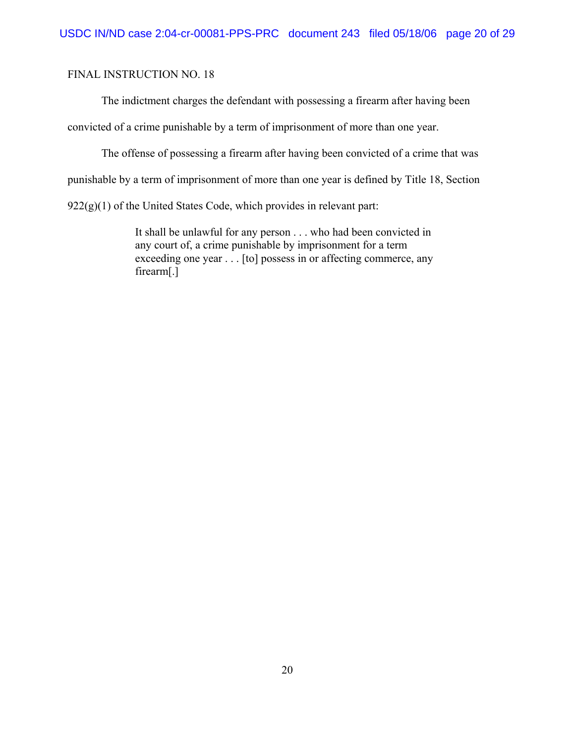FINAL INSTRUCTION NO. 18

The indictment charges the defendant with possessing a firearm after having been convicted of a crime punishable by a term of imprisonment of more than one year.

The offense of possessing a firearm after having been convicted of a crime that was punishable by a term of imprisonment of more than one year is defined by Title 18, Section 922(g)(1) of the United States Code, which provides in relevant part:

> It shall be unlawful for any person . . . who had been convicted in any court of, a crime punishable by imprisonment for a term exceeding one year . . . [to] possess in or affecting commerce, any firearm[.]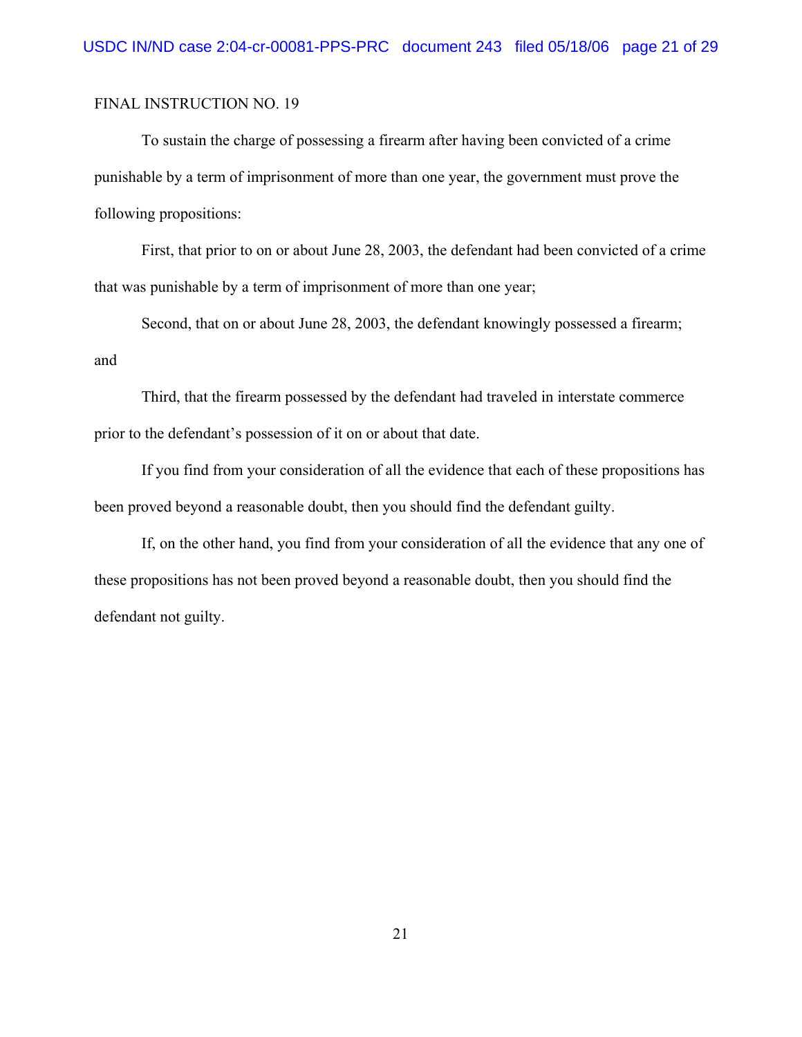FINAL INSTRUCTION NO. 19

To sustain the charge of possessing a firearm after having been convicted of a crime punishable by a term of imprisonment of more than one year, the government must prove the following propositions:

First, that prior to on or about June 28, 2003, the defendant had been convicted of a crime that was punishable by a term of imprisonment of more than one year;

Second, that on or about June 28, 2003, the defendant knowingly possessed a firearm; and

Third, that the firearm possessed by the defendant had traveled in interstate commerce prior to the defendant's possession of it on or about that date.

If you find from your consideration of all the evidence that each of these propositions has been proved beyond a reasonable doubt, then you should find the defendant guilty.

If, on the other hand, you find from your consideration of all the evidence that any one of these propositions has not been proved beyond a reasonable doubt, then you should find the defendant not guilty.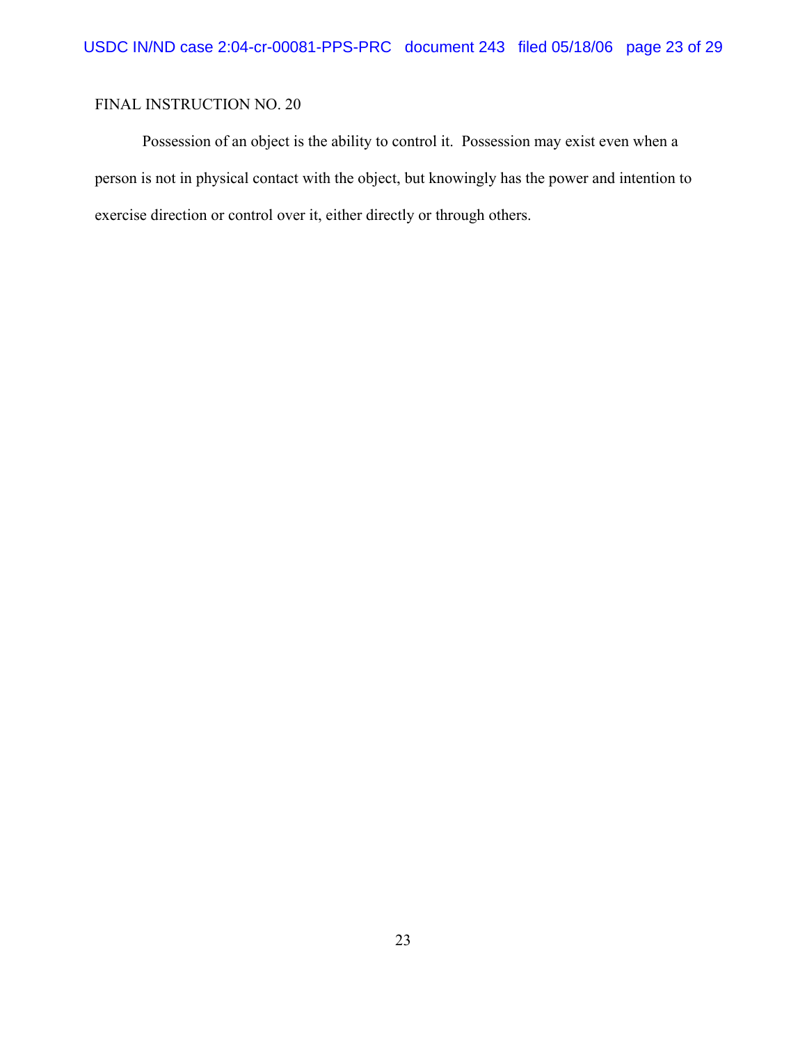FINAL INSTRUCTION NO. 20

Possession of an object is the ability to control it. Possession may exist even when a person is not in physical contact with the object, but knowingly has the power and intention to exercise direction or control over it, either directly or through others.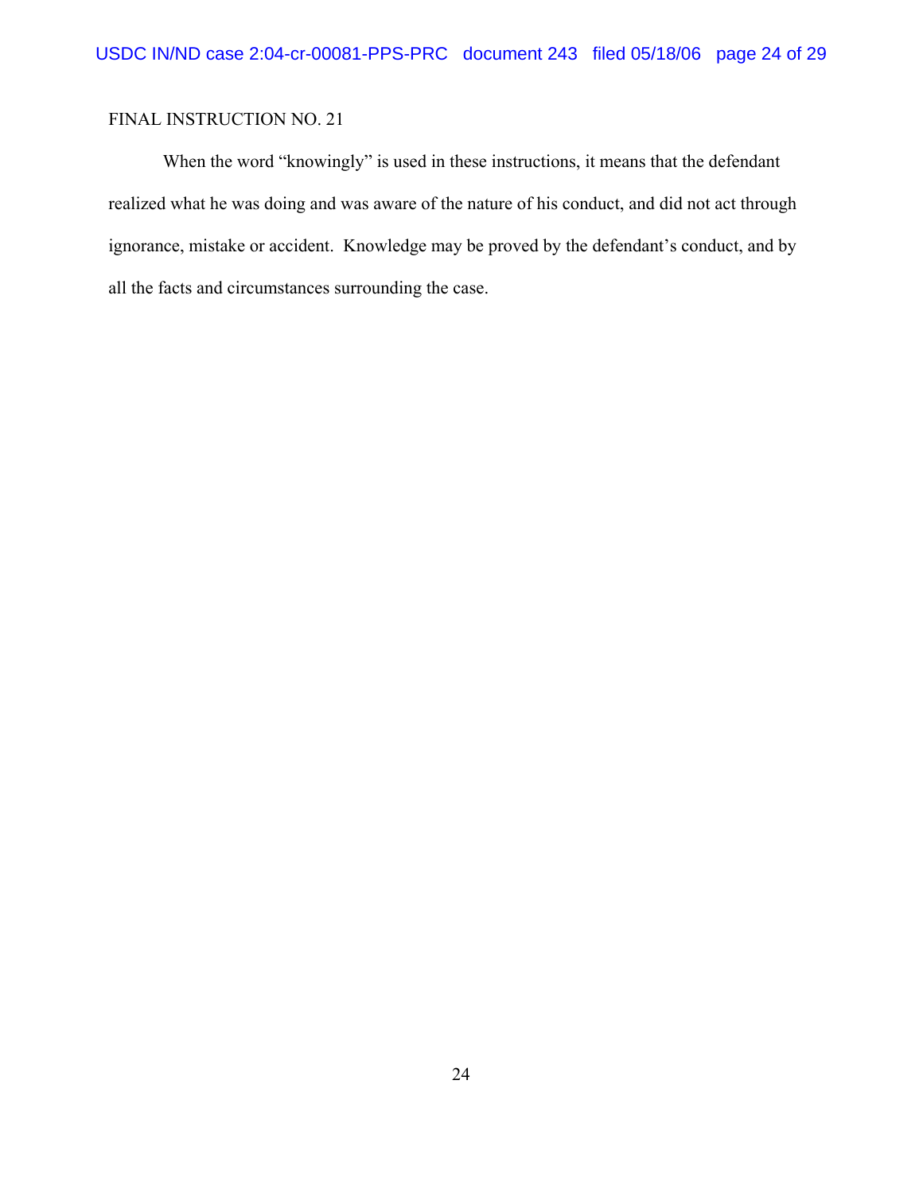FINAL INSTRUCTION NO. 21

When the word "knowingly" is used in these instructions, it means that the defendant realized what he was doing and was aware of the nature of his conduct, and did not act through ignorance, mistake or accident. Knowledge may be proved by the defendant's conduct, and by all the facts and circumstances surrounding the case.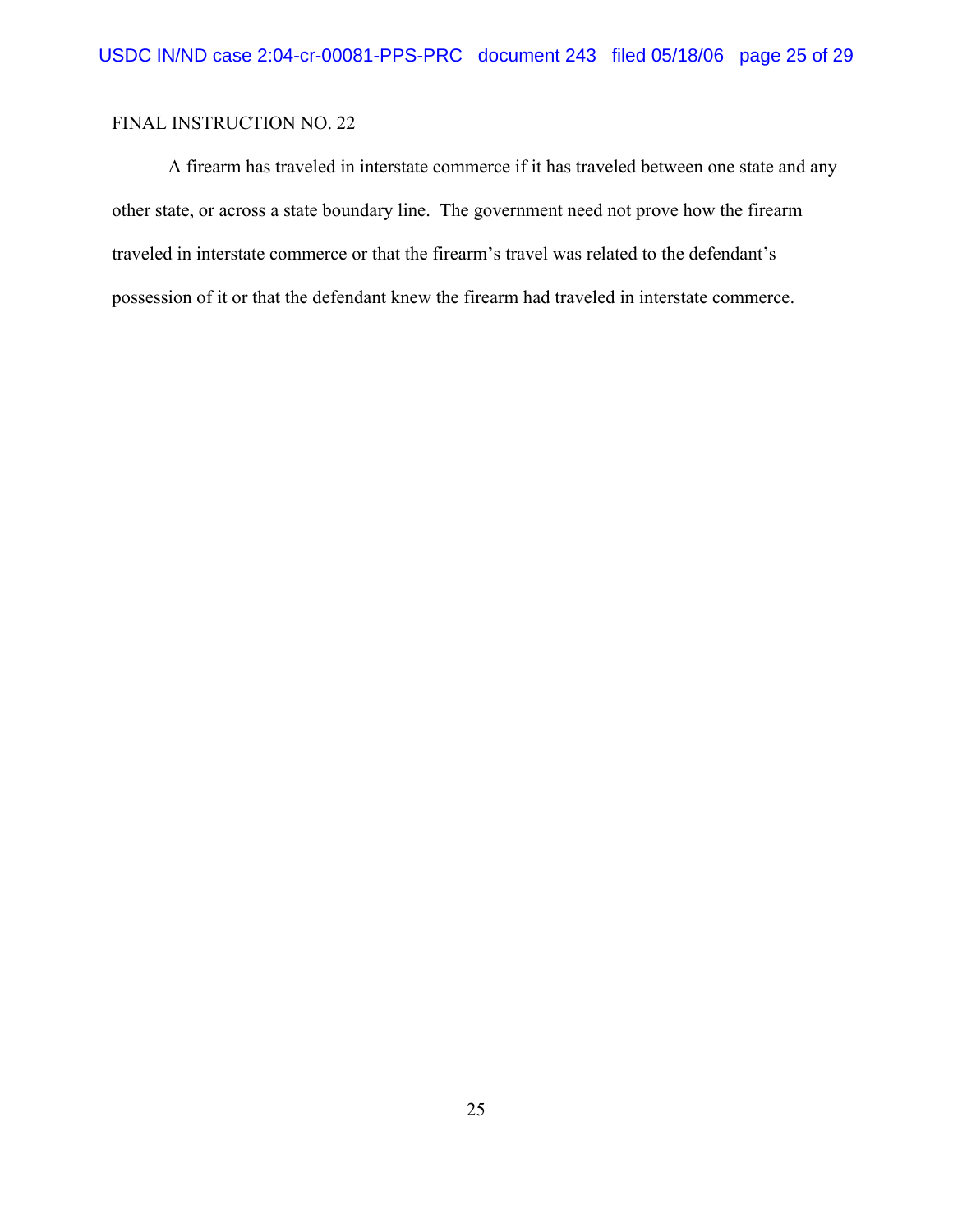FINAL INSTRUCTION NO. 22

A firearm has traveled in interstate commerce if it has traveled between one state and any other state, or across a state boundary line. The government need not prove how the firearm traveled in interstate commerce or that the firearm's travel was related to the defendant's possession of it or that the defendant knew the firearm had traveled in interstate commerce.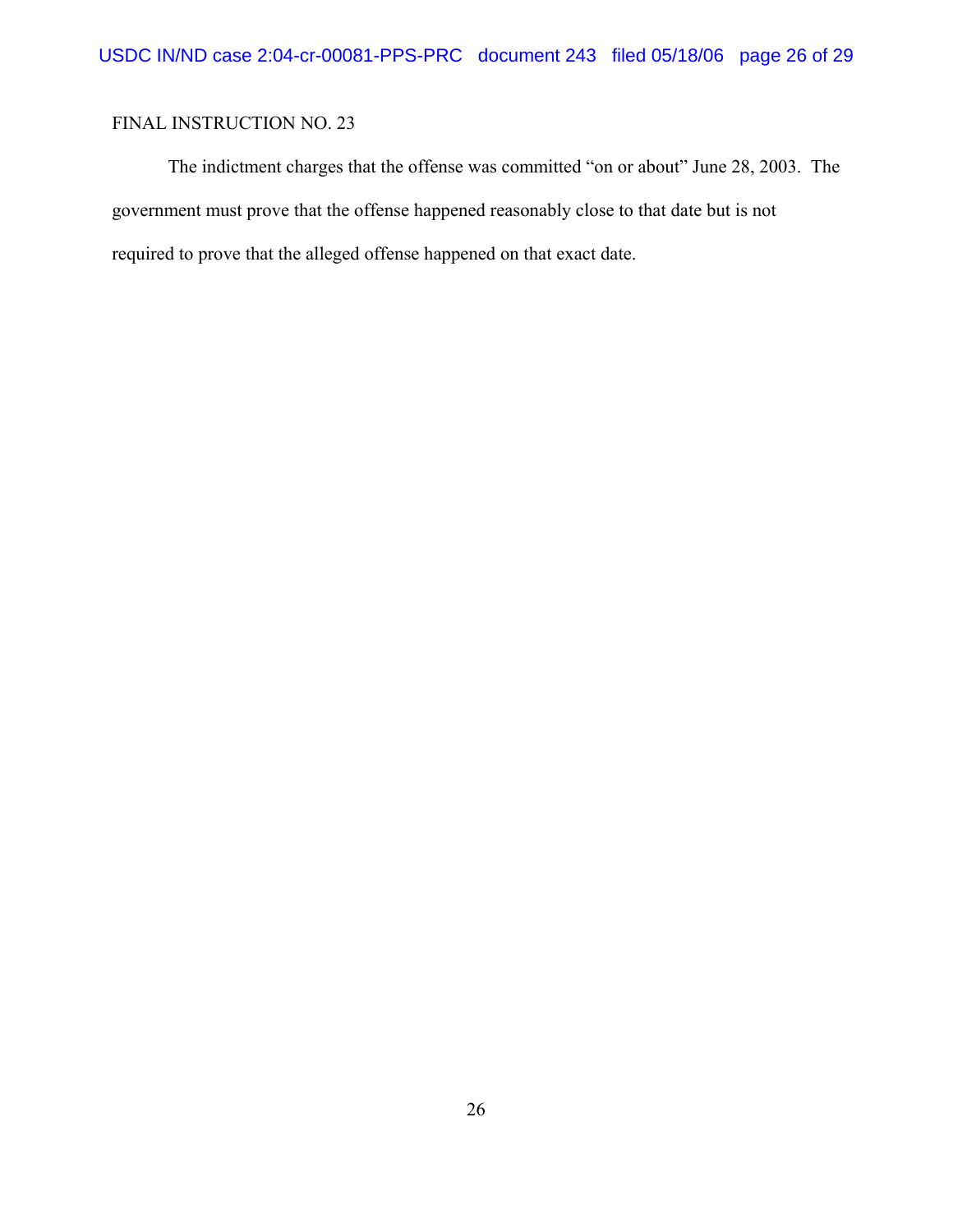FINAL INSTRUCTION NO. 23

The indictment charges that the offense was committed "on or about" June 28, 2003. The government must prove that the offense happened reasonably close to that date but is not required to prove that the alleged offense happened on that exact date.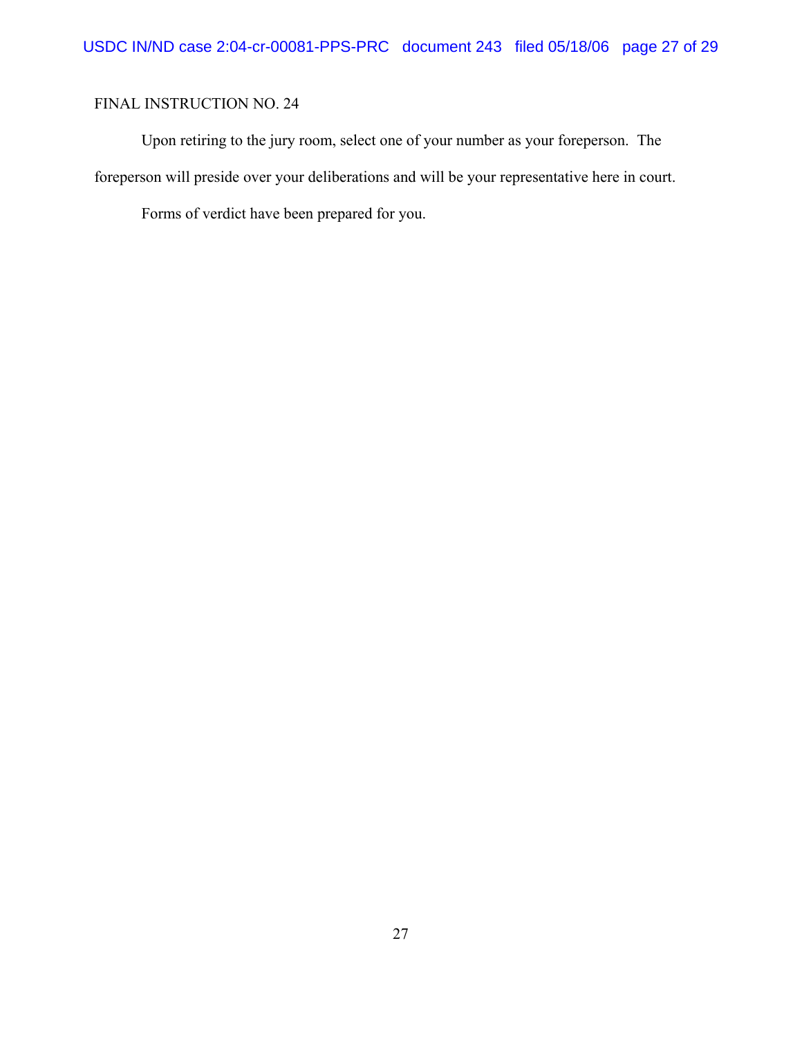FINAL INSTRUCTION NO. 24

Upon retiring to the jury room, select one of your number as your foreperson. The foreperson will preside over your deliberations and will be your representative here in court.

Forms of verdict have been prepared for you.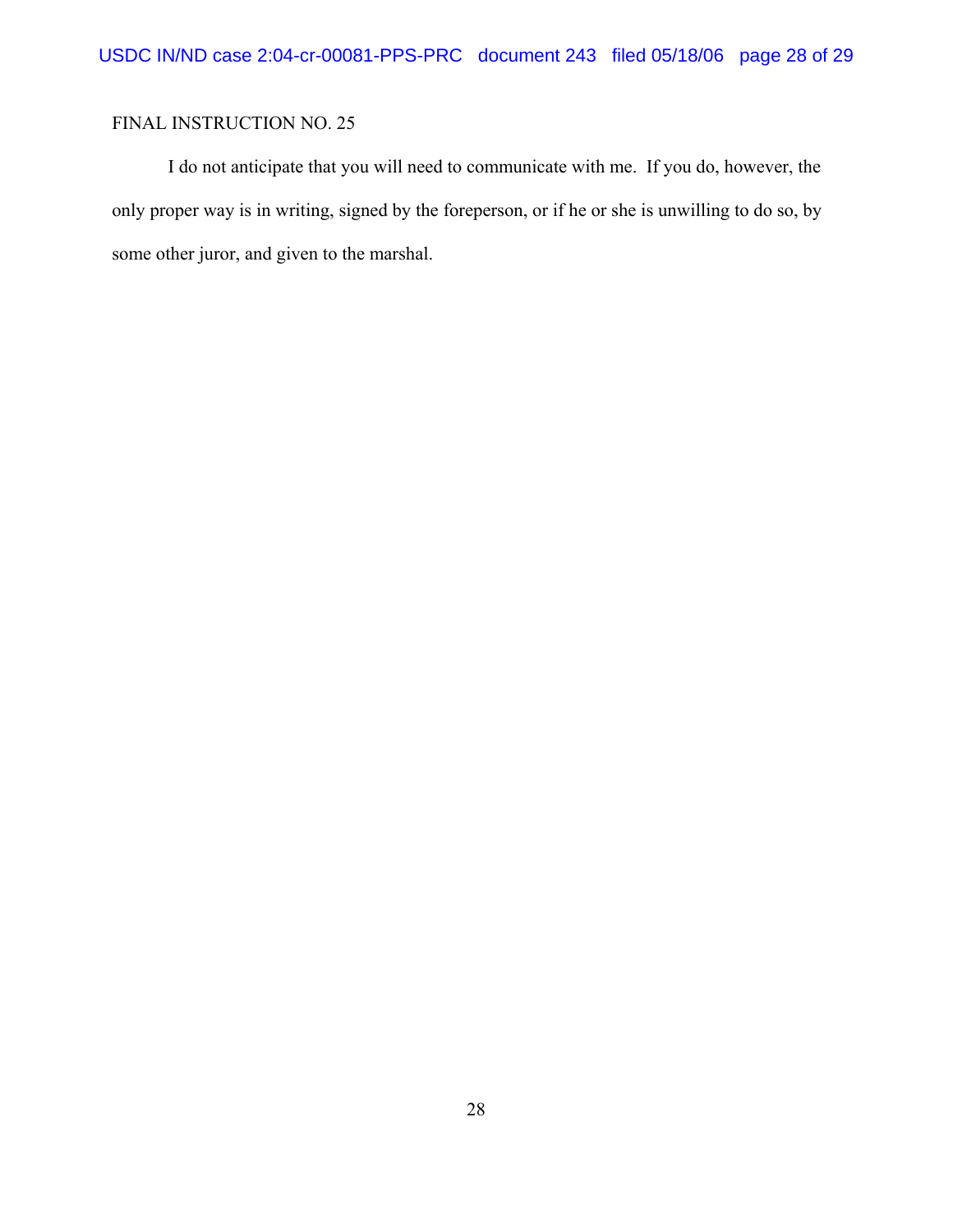FINAL INSTRUCTION NO. 25

I do not anticipate that you will need to communicate with me. If you do, however, the only proper way is in writing, signed by the foreperson, or if he or she is unwilling to do so, by some other juror, and given to the marshal.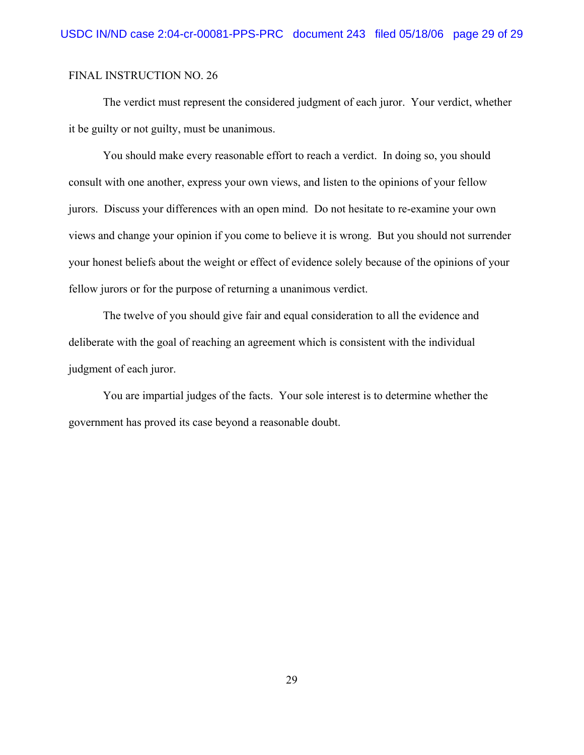FINAL INSTRUCTION NO. 26

The verdict must represent the considered judgment of each juror. Your verdict, whether it be guilty or not guilty, must be unanimous.

You should make every reasonable effort to reach a verdict. In doing so, you should consult with one another, express your own views, and listen to the opinions of your fellow jurors. Discuss your differences with an open mind. Do not hesitate to re-examine your own views and change your opinion if you come to believe it is wrong. But you should not surrender your honest beliefs about the weight or effect of evidence solely because of the opinions of your fellow jurors or for the purpose of returning a unanimous verdict.

The twelve of you should give fair and equal consideration to all the evidence and deliberate with the goal of reaching an agreement which is consistent with the individual judgment of each juror.

You are impartial judges of the facts. Your sole interest is to determine whether the government has proved its case beyond a reasonable doubt.